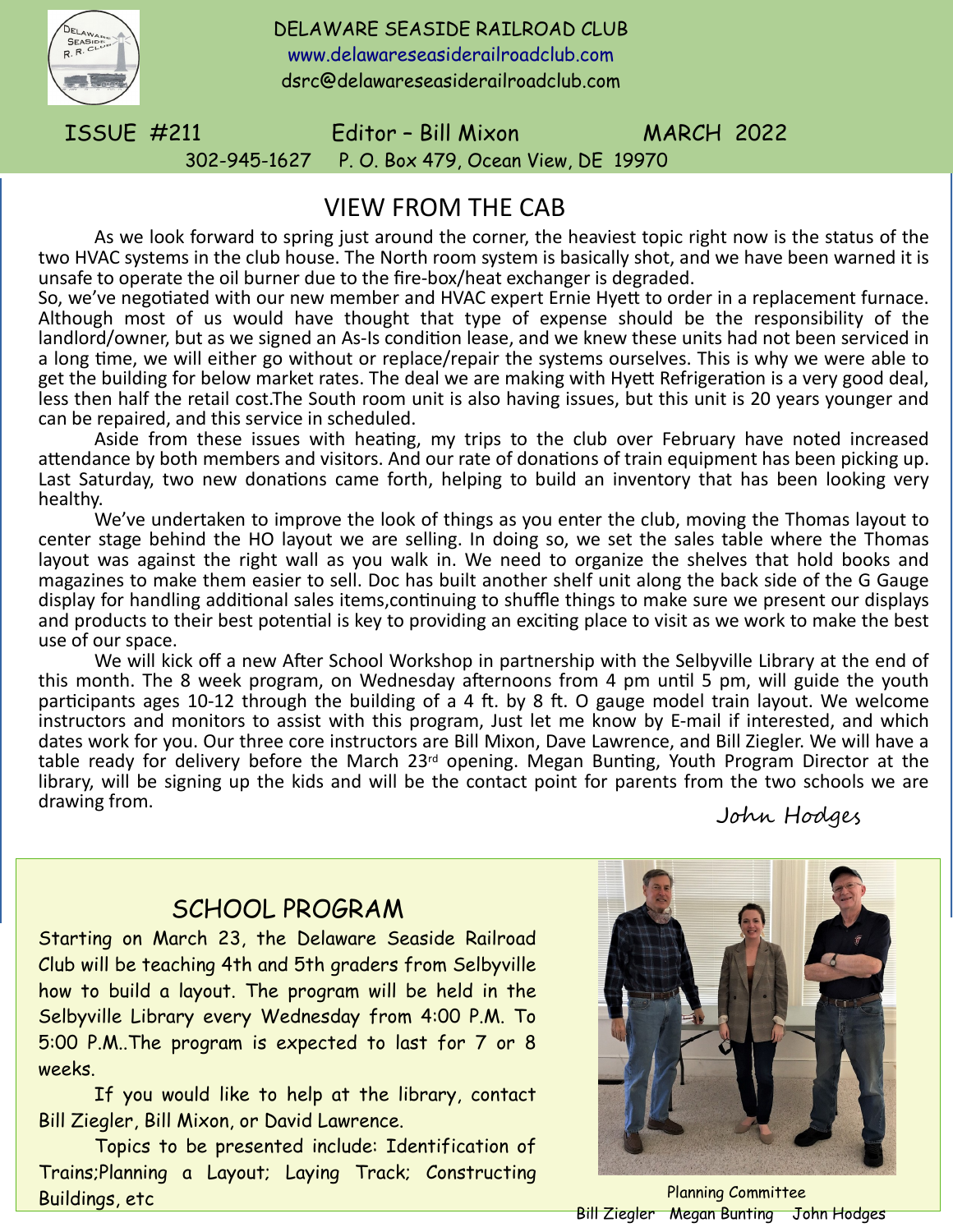# DELAWARE SEASIDE RAILROAD CLUB

www.delawareseasiderailroadclub.com

dsrc@delawareseasiderailroadclub.com

ISSUE #211 Editor – Bill Mixon MARCH 2022

302-945-1627 P. O. Box 479, Ocean View, DE 19970

## VIEW FROM THE CAB

As we look forward to spring just around the corner, the heaviest topic right now is the status of the two HVAC systems in the club house. The North room system is basically shot, and we have been warned it is unsafe to operate the oil burner due to the fire-box/heat exchanger is degraded.

So, we've negotiated with our new member and HVAC expert Ernie Hyett to order in a replacement furnace. Although most of us would have thought that type of expense should be the responsibility of the landlord/owner, but as we signed an As-Is condition lease, and we knew these units had not been serviced in a long time, we will either go without or replace/repair the systems ourselves. This is why we were able to get the building for below market rates. The deal we are making with Hyett Refrigeration is a very good deal, less then half the retail cost.The South room unit is also having issues, but this unit is 20 years younger and can be repaired, and this service in scheduled.

Aside from these issues with heating, my trips to the club over February have noted increased attendance by both members and visitors. And our rate of donations of train equipment has been picking up. Last Saturday, two new donations came forth, helping to build an inventory that has been looking very healthy.

We've undertaken to improve the look of things as you enter the club, moving the Thomas layout to center stage behind the HO layout we are selling. In doing so, we set the sales table where the Thomas layout was against the right wall as you walk in. We need to organize the shelves that hold books and magazines to make them easier to sell. Doc has built another shelf unit along the back side of the G Gauge display for handling additional sales items,continuing to shuffle things to make sure we present our displays and products to their best potential is key to providing an exciting place to visit as we work to make the best use of our space.

We will kick off a new After School Workshop in partnership with the Selbyville Library at the end of this month. The 8 week program, on Wednesday afternoons from 4 pm until 5 pm, will guide the youth participants ages 10-12 through the building of a 4 ft. by 8 ft. O gauge model train layout. We welcome instructors and monitors to assist with this program, Just let me know by E-mail if interested, and which dates work for you. Our three core instructors are Bill Mixon, Dave Lawrence, and Bill Ziegler. We will have a table ready for delivery before the March 23rd opening. Megan Bunting, Youth Program Director at the library, will be signing up the kids and will be the contact point for parents from the two schools we are drawing from.

*John Hodges*

## SCHOOL PROGRAM

Starting on March 23, the Delaware Seaside Railroad Club will be teaching 4th and 5th graders from Selbyville how to build a layout. The program will be held in the Selbyville Library every Wednesday from 4:00 P.M. To 5:00 P.M..The program is expected to last for 7 or 8 weeks.

If you would like to help at the library, contact Bill Ziegler, Bill Mixon, or David Lawrence.

Topics to be presented include: Identification of Trains;Planning a Layout; Laying Track; Constructing Buildings, etc

Planning Committee
Bill Ziegler Megan Bunting John Hodges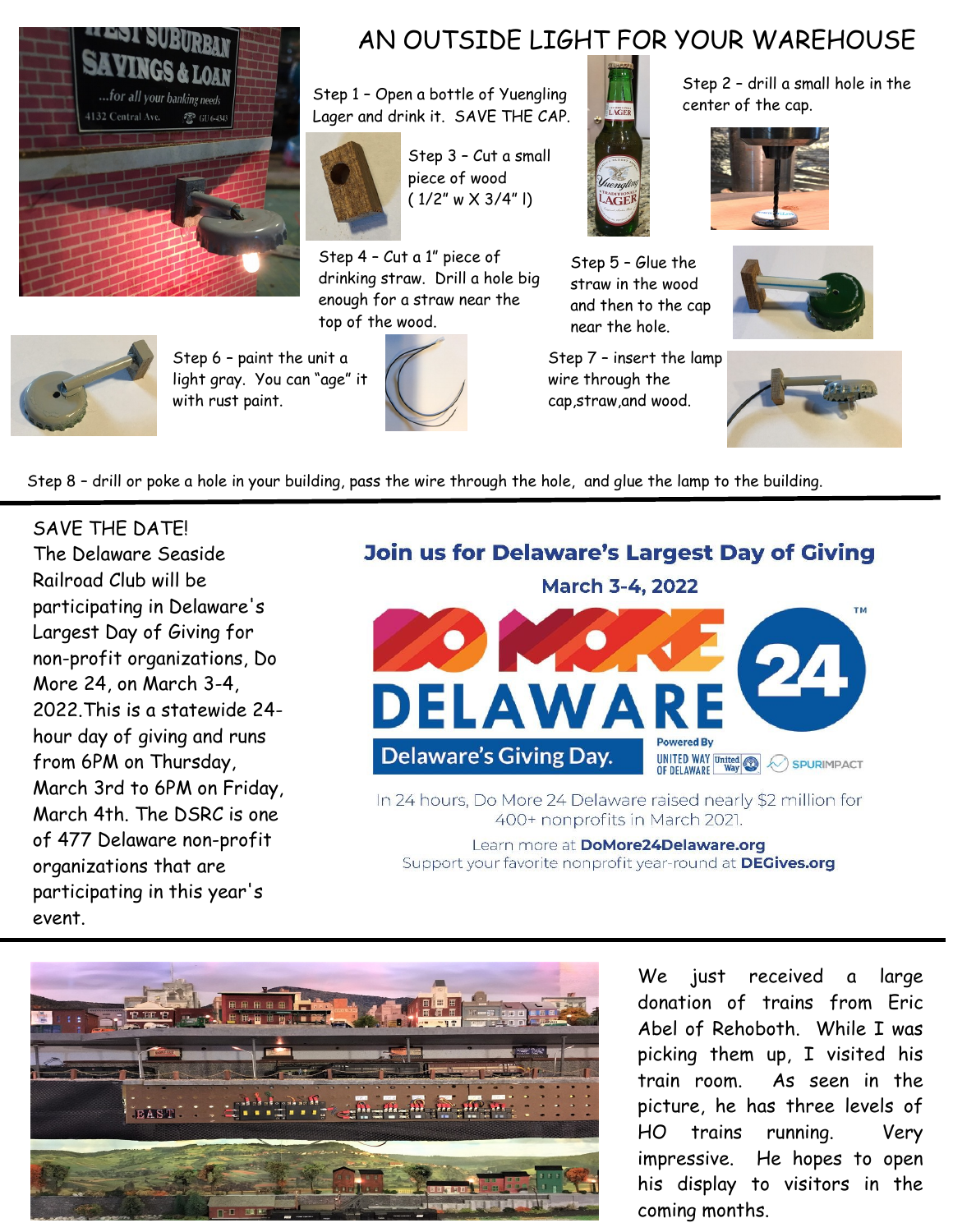# AN OUTSIDE LIGHT FOR YOUR WAREHOUSE

Step 1 – Open a bottle of Yuengling Lager and drink it. SAVE THE CAP.

Step 2 – drill a small hole in the center of the cap.

Step 3 – Cut a small piece of wood ( 1/2" w X 3/4" l)

Step 4 – Cut a 1" piece of drinking straw. Drill a hole big enough for a straw near the top of the wood.

Step 5 – Glue the straw in the wood and then to the cap near the hole.

Step 6 – paint the unit a light gray. You can "age" it with rust paint.

Step 7 – insert the lamp wire through the cap,straw,and wood.

Step 8 – drill or poke a hole in your building, pass the wire through the hole, and glue the lamp to the building.

---

SAVE THE DATE!

The Delaware Seaside Railroad Club will be participating in Delaware's Largest Day of Giving for non-profit organizations, Do More 24, on March 3-4, 2022.This is a statewide 24-hour day of giving and runs from 6PM on Thursday, March 3rd to 6PM on Friday, March 4th. The DSRC is one of 477 Delaware non-profit organizations that are participating in this year's event.

**Join us for Delaware's Largest Day of Giving**

**March 3-4, 2022**

DO MORE 24 DELAWARE™

Delaware's Giving Day.

Powered By UNITED WAY OF DELAWARE United Way SPURIMPACT

In 24 hours, Do More 24 Delaware raised nearly $2 million for 400+ nonprofits in March 2021.

Learn more at **DoMore24Delaware.org**

Support your favorite nonprofit year-round at **DEGives.org**

---

We just received a large donation of trains from Eric Abel of Rehoboth. While I was picking them up, I visited his train room. As seen in the picture, he has three levels of HO trains running. Very impressive. He hopes to open his display to visitors in the coming months.